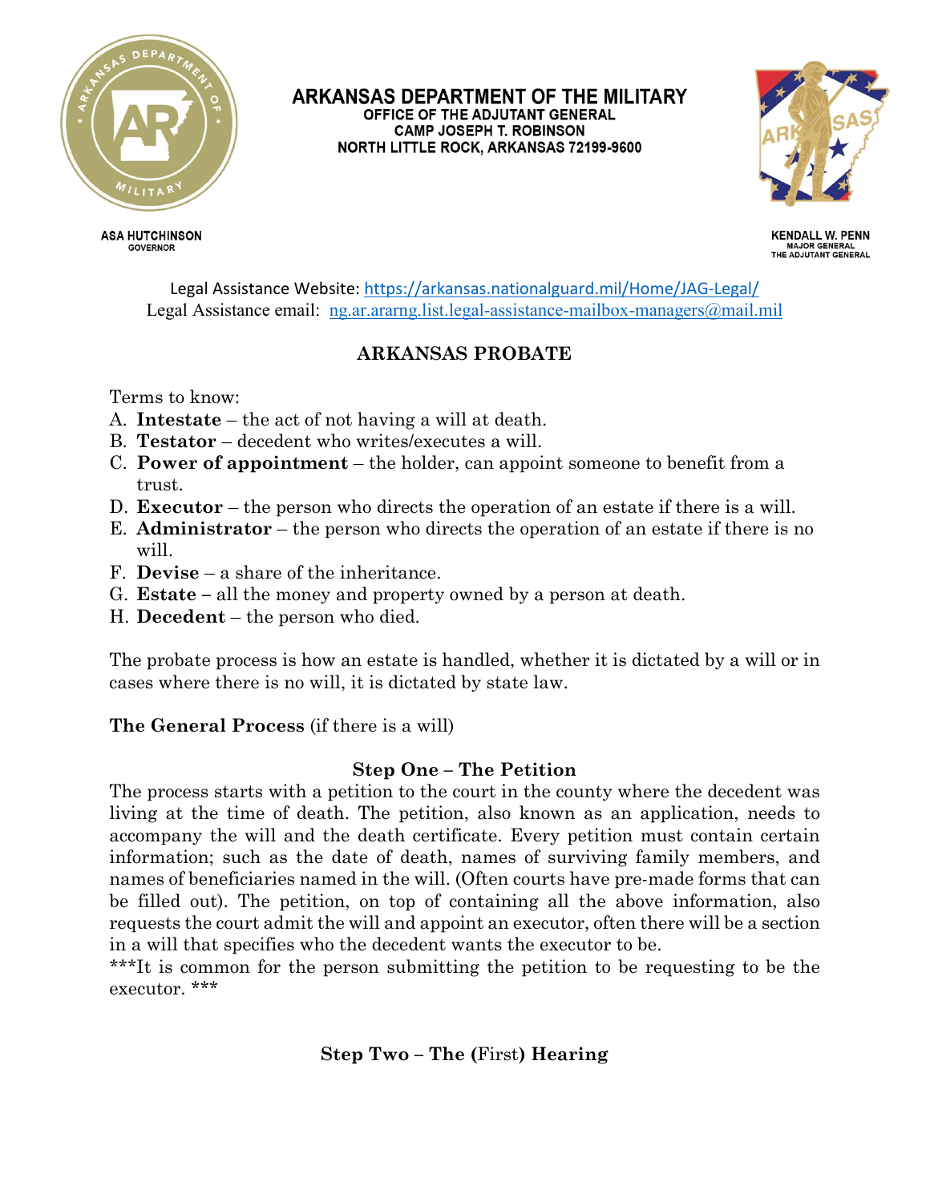**ARKANSAS DEPARTMENT OF THE MILITARY**
**OFFICE OF THE ADJUTANT GENERAL**
**CAMP JOSEPH T. ROBINSON**
**NORTH LITTLE ROCK, ARKANSAS 72199-9600**

**ASA HUTCHINSON**
GOVERNOR

**KENDALL W. PENN**
MAJOR GENERAL
THE ADJUTANT GENERAL

Legal Assistance Website: https://arkansas.nationalguard.mil/Home/JAG-Legal/
Legal Assistance email: ng.ar.ararng.list.legal-assistance-mailbox-managers@mail.mil

# ARKANSAS PROBATE

Terms to know:

A. **Intestate** – the act of not having a will at death.
B. **Testator** – decedent who writes/executes a will.
C. **Power of appointment** – the holder, can appoint someone to benefit from a trust.
D. **Executor** – the person who directs the operation of an estate if there is a will.
E. **Administrator** – the person who directs the operation of an estate if there is no will.
F. **Devise** – a share of the inheritance.
G. **Estate –** all the money and property owned by a person at death.
H. **Decedent** – the person who died.

The probate process is how an estate is handled, whether it is dictated by a will or in cases where there is no will, it is dictated by state law.

**The General Process** (if there is a will)

## Step One – The Petition

The process starts with a petition to the court in the county where the decedent was living at the time of death. The petition, also known as an application, needs to accompany the will and the death certificate. Every petition must contain certain information; such as the date of death, names of surviving family members, and names of beneficiaries named in the will. (Often courts have pre-made forms that can be filled out). The petition, on top of containing all the above information, also requests the court admit the will and appoint an executor, often there will be a section in a will that specifies who the decedent wants the executor to be.

***It is common for the person submitting the petition to be requesting to be the executor. ***

## Step Two – The (First) Hearing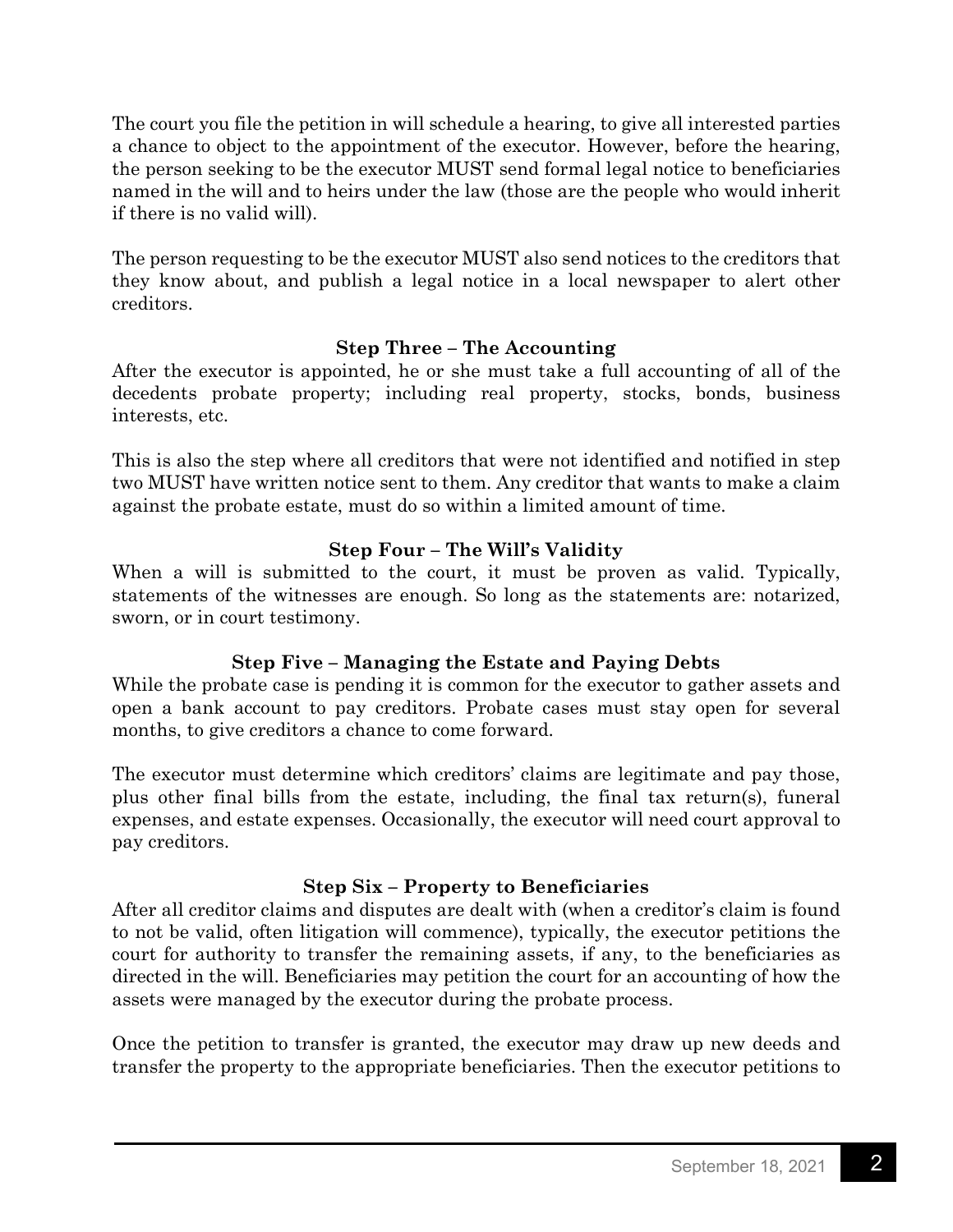The court you file the petition in will schedule a hearing, to give all interested parties a chance to object to the appointment of the executor. However, before the hearing, the person seeking to be the executor MUST send formal legal notice to beneficiaries named in the will and to heirs under the law (those are the people who would inherit if there is no valid will).

The person requesting to be the executor MUST also send notices to the creditors that they know about, and publish a legal notice in a local newspaper to alert other creditors.

**Step Three – The Accounting**

After the executor is appointed, he or she must take a full accounting of all of the decedents probate property; including real property, stocks, bonds, business interests, etc.

This is also the step where all creditors that were not identified and notified in step two MUST have written notice sent to them. Any creditor that wants to make a claim against the probate estate, must do so within a limited amount of time.

**Step Four – The Will's Validity**

When a will is submitted to the court, it must be proven as valid. Typically, statements of the witnesses are enough. So long as the statements are: notarized, sworn, or in court testimony.

**Step Five – Managing the Estate and Paying Debts**

While the probate case is pending it is common for the executor to gather assets and open a bank account to pay creditors. Probate cases must stay open for several months, to give creditors a chance to come forward.

The executor must determine which creditors' claims are legitimate and pay those, plus other final bills from the estate, including, the final tax return(s), funeral expenses, and estate expenses. Occasionally, the executor will need court approval to pay creditors.

**Step Six – Property to Beneficiaries**

After all creditor claims and disputes are dealt with (when a creditor's claim is found to not be valid, often litigation will commence), typically, the executor petitions the court for authority to transfer the remaining assets, if any, to the beneficiaries as directed in the will. Beneficiaries may petition the court for an accounting of how the assets were managed by the executor during the probate process.

Once the petition to transfer is granted, the executor may draw up new deeds and transfer the property to the appropriate beneficiaries. Then the executor petitions to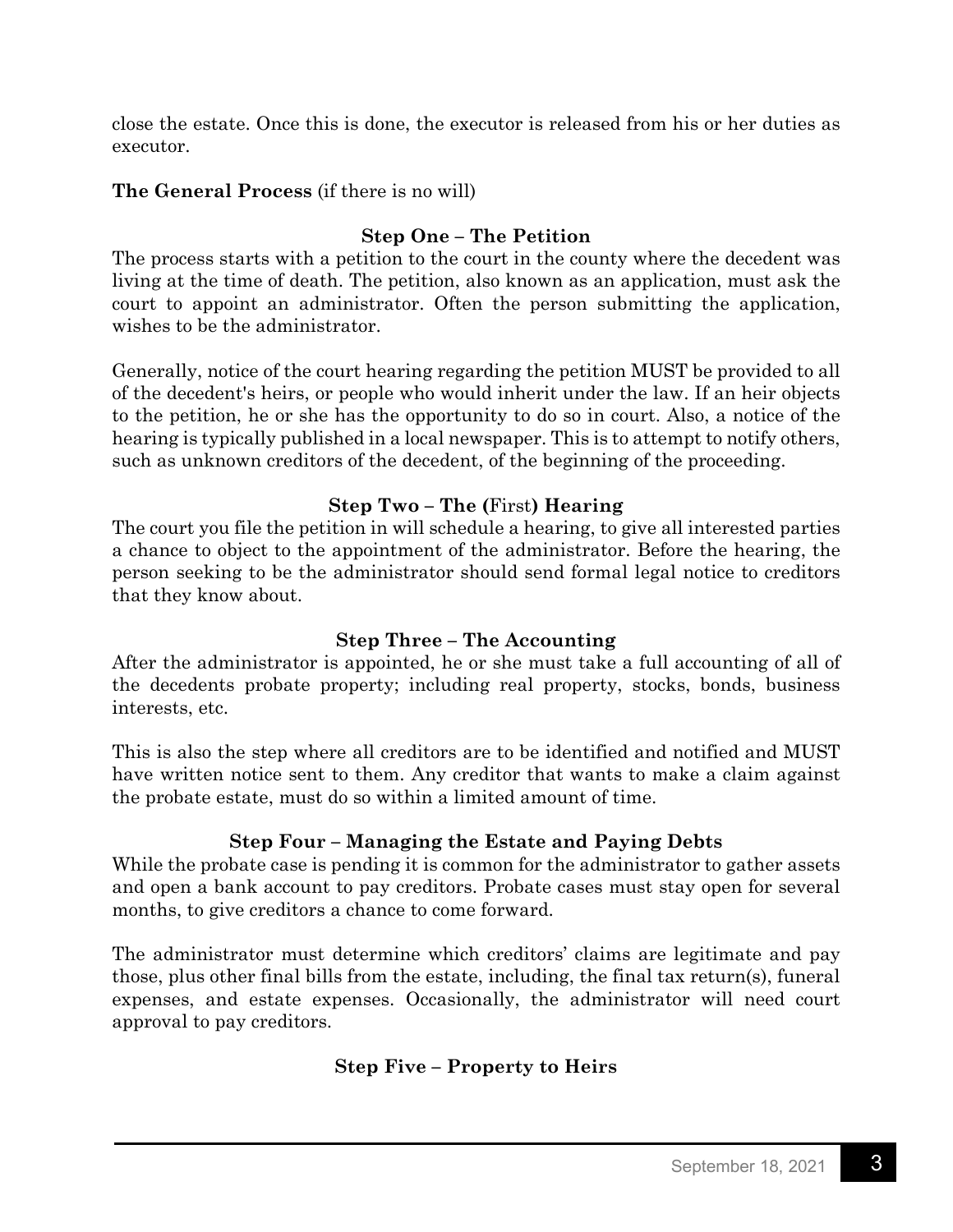close the estate. Once this is done, the executor is released from his or her duties as executor.

**The General Process** (if there is no will)

### Step One – The Petition

The process starts with a petition to the court in the county where the decedent was living at the time of death. The petition, also known as an application, must ask the court to appoint an administrator. Often the person submitting the application, wishes to be the administrator.

Generally, notice of the court hearing regarding the petition MUST be provided to all of the decedent's heirs, or people who would inherit under the law. If an heir objects to the petition, he or she has the opportunity to do so in court. Also, a notice of the hearing is typically published in a local newspaper. This is to attempt to notify others, such as unknown creditors of the decedent, of the beginning of the proceeding.

### Step Two – The (First) Hearing

The court you file the petition in will schedule a hearing, to give all interested parties a chance to object to the appointment of the administrator. Before the hearing, the person seeking to be the administrator should send formal legal notice to creditors that they know about.

### Step Three – The Accounting

After the administrator is appointed, he or she must take a full accounting of all of the decedents probate property; including real property, stocks, bonds, business interests, etc.

This is also the step where all creditors are to be identified and notified and MUST have written notice sent to them. Any creditor that wants to make a claim against the probate estate, must do so within a limited amount of time.

### Step Four – Managing the Estate and Paying Debts

While the probate case is pending it is common for the administrator to gather assets and open a bank account to pay creditors. Probate cases must stay open for several months, to give creditors a chance to come forward.

The administrator must determine which creditors' claims are legitimate and pay those, plus other final bills from the estate, including, the final tax return(s), funeral expenses, and estate expenses. Occasionally, the administrator will need court approval to pay creditors.

### Step Five – Property to Heirs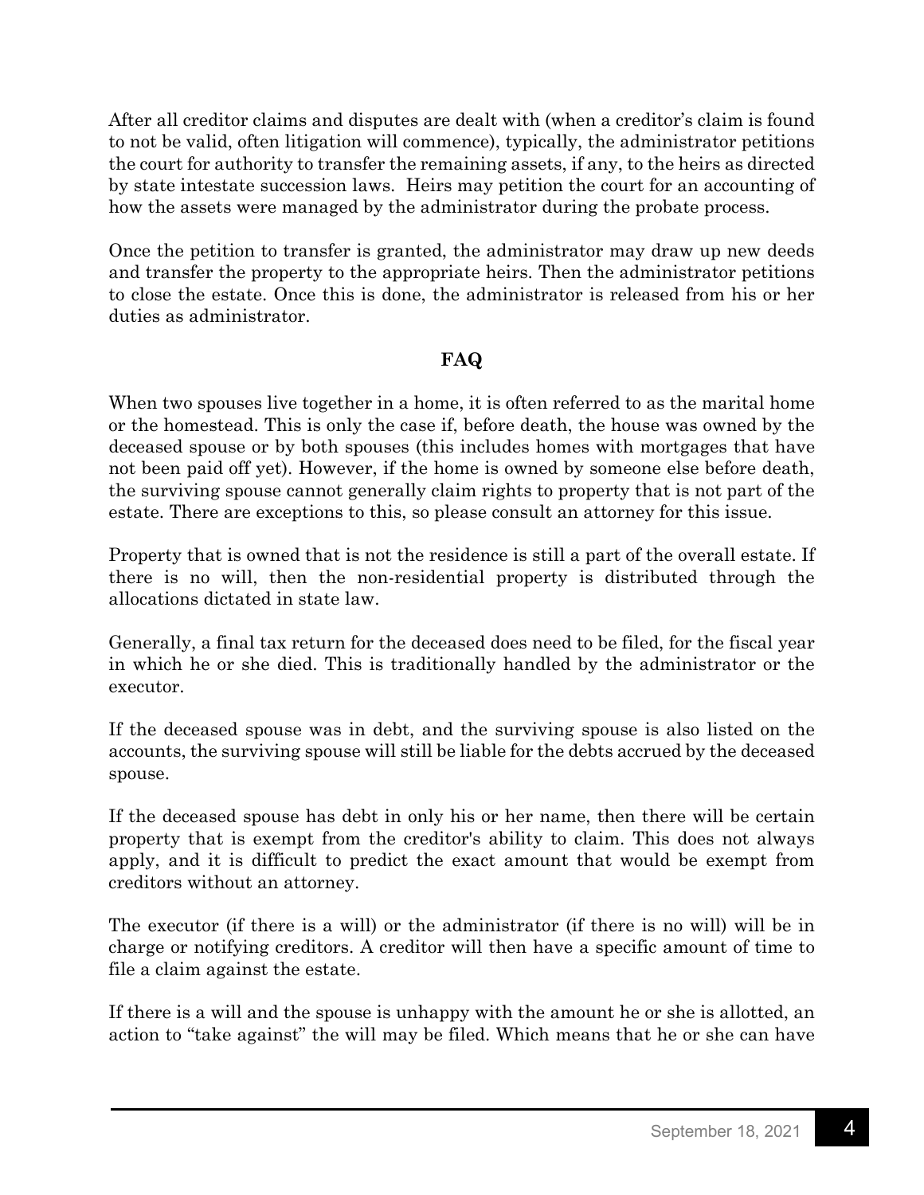After all creditor claims and disputes are dealt with (when a creditor's claim is found to not be valid, often litigation will commence), typically, the administrator petitions the court for authority to transfer the remaining assets, if any, to the heirs as directed by state intestate succession laws. Heirs may petition the court for an accounting of how the assets were managed by the administrator during the probate process.

Once the petition to transfer is granted, the administrator may draw up new deeds and transfer the property to the appropriate heirs. Then the administrator petitions to close the estate. Once this is done, the administrator is released from his or her duties as administrator.

## FAQ

When two spouses live together in a home, it is often referred to as the marital home or the homestead. This is only the case if, before death, the house was owned by the deceased spouse or by both spouses (this includes homes with mortgages that have not been paid off yet). However, if the home is owned by someone else before death, the surviving spouse cannot generally claim rights to property that is not part of the estate. There are exceptions to this, so please consult an attorney for this issue.

Property that is owned that is not the residence is still a part of the overall estate. If there is no will, then the non-residential property is distributed through the allocations dictated in state law.

Generally, a final tax return for the deceased does need to be filed, for the fiscal year in which he or she died. This is traditionally handled by the administrator or the executor.

If the deceased spouse was in debt, and the surviving spouse is also listed on the accounts, the surviving spouse will still be liable for the debts accrued by the deceased spouse.

If the deceased spouse has debt in only his or her name, then there will be certain property that is exempt from the creditor's ability to claim. This does not always apply, and it is difficult to predict the exact amount that would be exempt from creditors without an attorney.

The executor (if there is a will) or the administrator (if there is no will) will be in charge or notifying creditors. A creditor will then have a specific amount of time to file a claim against the estate.

If there is a will and the spouse is unhappy with the amount he or she is allotted, an action to "take against" the will may be filed. Which means that he or she can have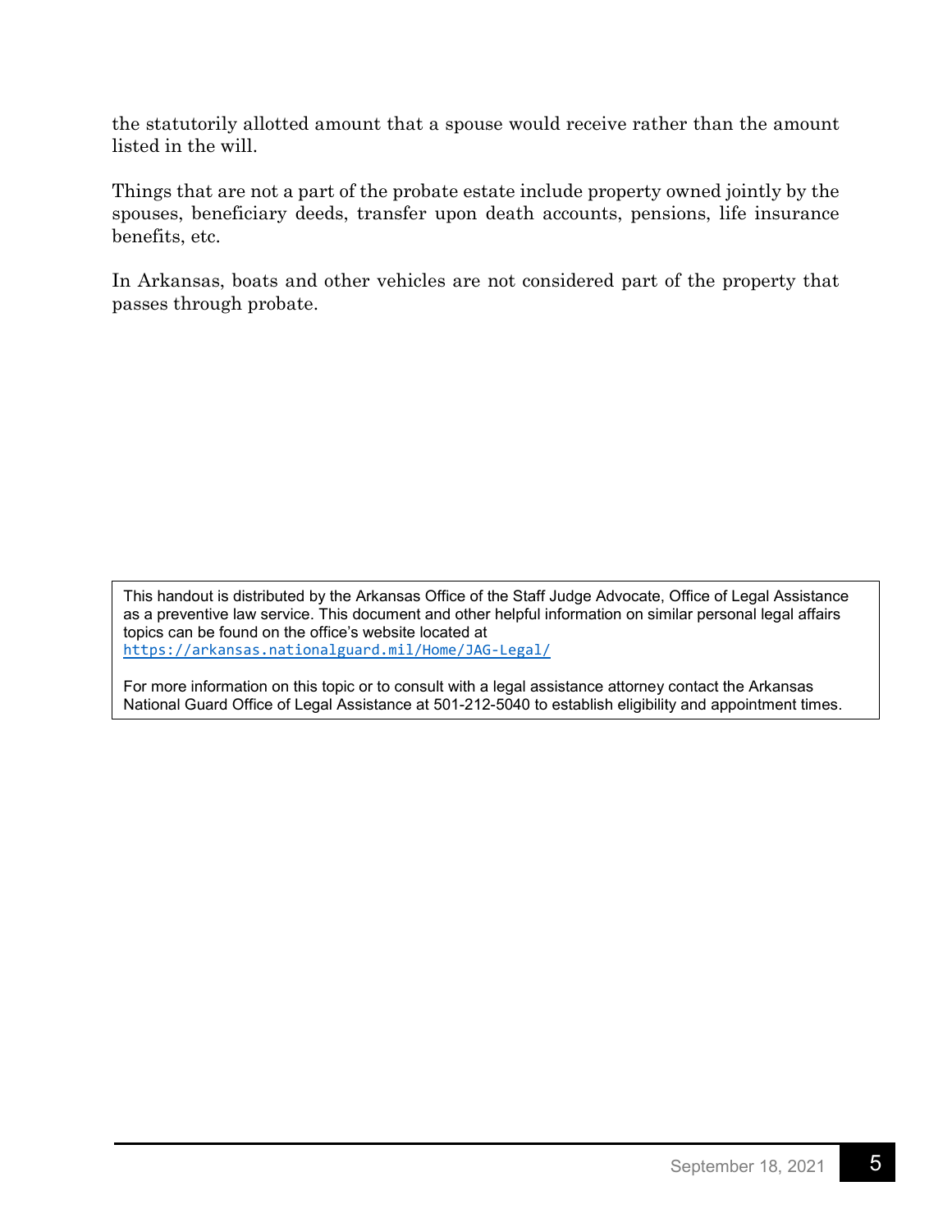the statutorily allotted amount that a spouse would receive rather than the amount listed in the will.

Things that are not a part of the probate estate include property owned jointly by the spouses, beneficiary deeds, transfer upon death accounts, pensions, life insurance benefits, etc.

In Arkansas, boats and other vehicles are not considered part of the property that passes through probate.

This handout is distributed by the Arkansas Office of the Staff Judge Advocate, Office of Legal Assistance as a preventive law service. This document and other helpful information on similar personal legal affairs topics can be found on the office's website located at https://arkansas.nationalguard.mil/Home/JAG-Legal/

For more information on this topic or to consult with a legal assistance attorney contact the Arkansas National Guard Office of Legal Assistance at 501-212-5040 to establish eligibility and appointment times.